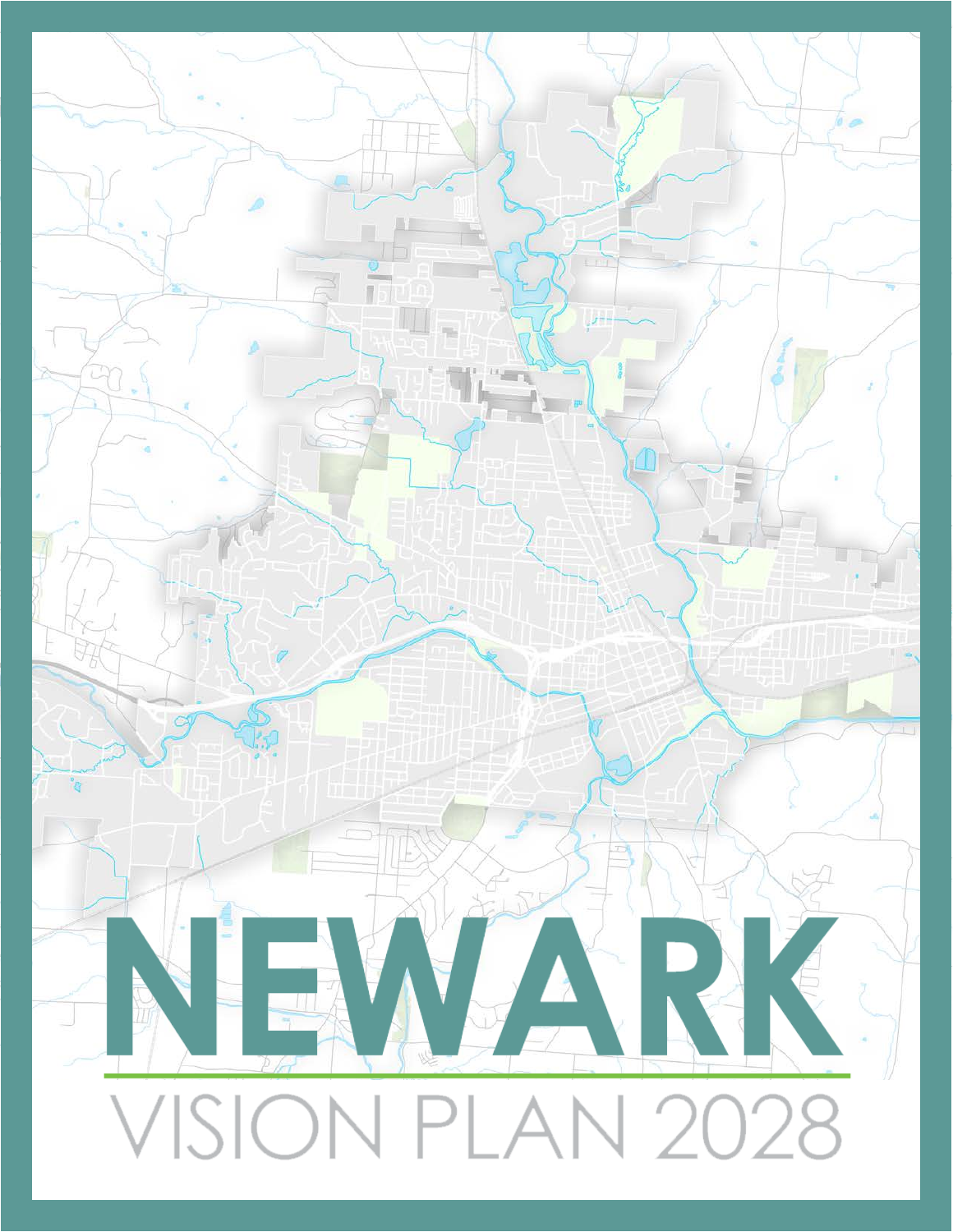# NEWARK

## VISION PLAN 2028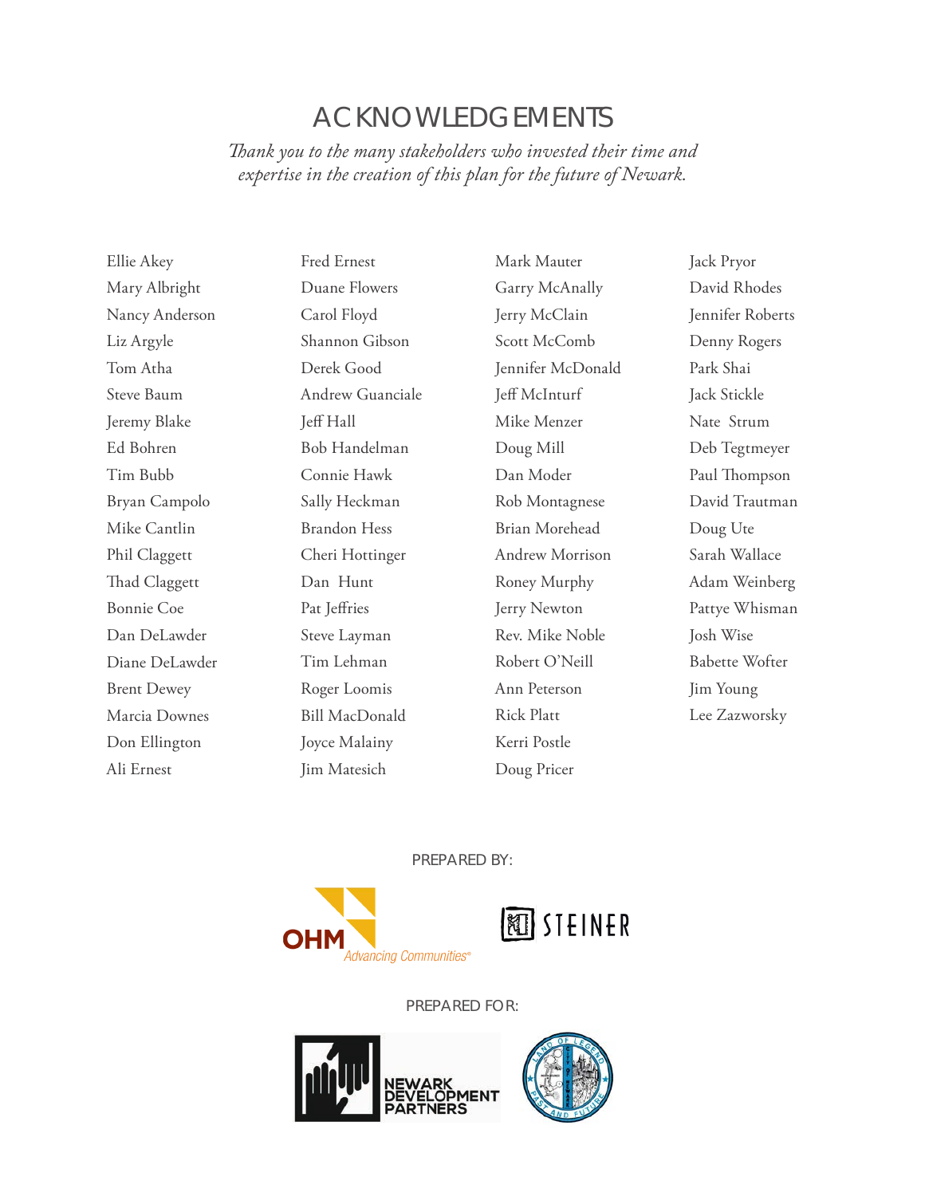# ACKNOWLEDGEMENTS

*Thank you to the many stakeholders who invested their time and expertise in the creation of this plan for the future of Newark.*

Ellie Akey
Mary Albright
Nancy Anderson
Liz Argyle
Tom Atha
Steve Baum
Jeremy Blake
Ed Bohren
Tim Bubb
Bryan Campolo
Mike Cantlin
Phil Claggett
Thad Claggett
Bonnie Coe
Dan DeLawder
Diane DeLawder
Brent Dewey
Marcia Downes
Don Ellington
Ali Ernest
Fred Ernest
Duane Flowers
Carol Floyd
Shannon Gibson
Derek Good
Andrew Guanciale
Jeff Hall
Bob Handelman
Connie Hawk
Sally Heckman
Brandon Hess
Cheri Hottinger
Dan Hunt
Pat Jeffries
Steve Layman
Tim Lehman
Roger Loomis
Bill MacDonald
Joyce Malainy
Jim Matesich
Mark Mauter
Garry McAnally
Jerry McClain
Scott McComb
Jennifer McDonald
Jeff McInturf
Mike Menzer
Doug Mill
Dan Moder
Rob Montagnese
Brian Morehead
Andrew Morrison
Roney Murphy
Jerry Newton
Rev. Mike Noble
Robert O'Neill
Ann Peterson
Rick Platt
Kerri Postle
Doug Pricer
Jack Pryor
David Rhodes
Jennifer Roberts
Denny Rogers
Park Shai
Jack Stickle
Nate Strum
Deb Tegtmeyer
Paul Thompson
David Trautman
Doug Ute
Sarah Wallace
Adam Weinberg
Pattye Whisman
Josh Wise
Babette Wofter
Jim Young
Lee Zazworsky

PREPARED BY:

OHM Advancing Communities®

STEINER

PREPARED FOR:

NEWARK DEVELOPMENT PARTNERS

City of Newark — Land of Legend, Past and Future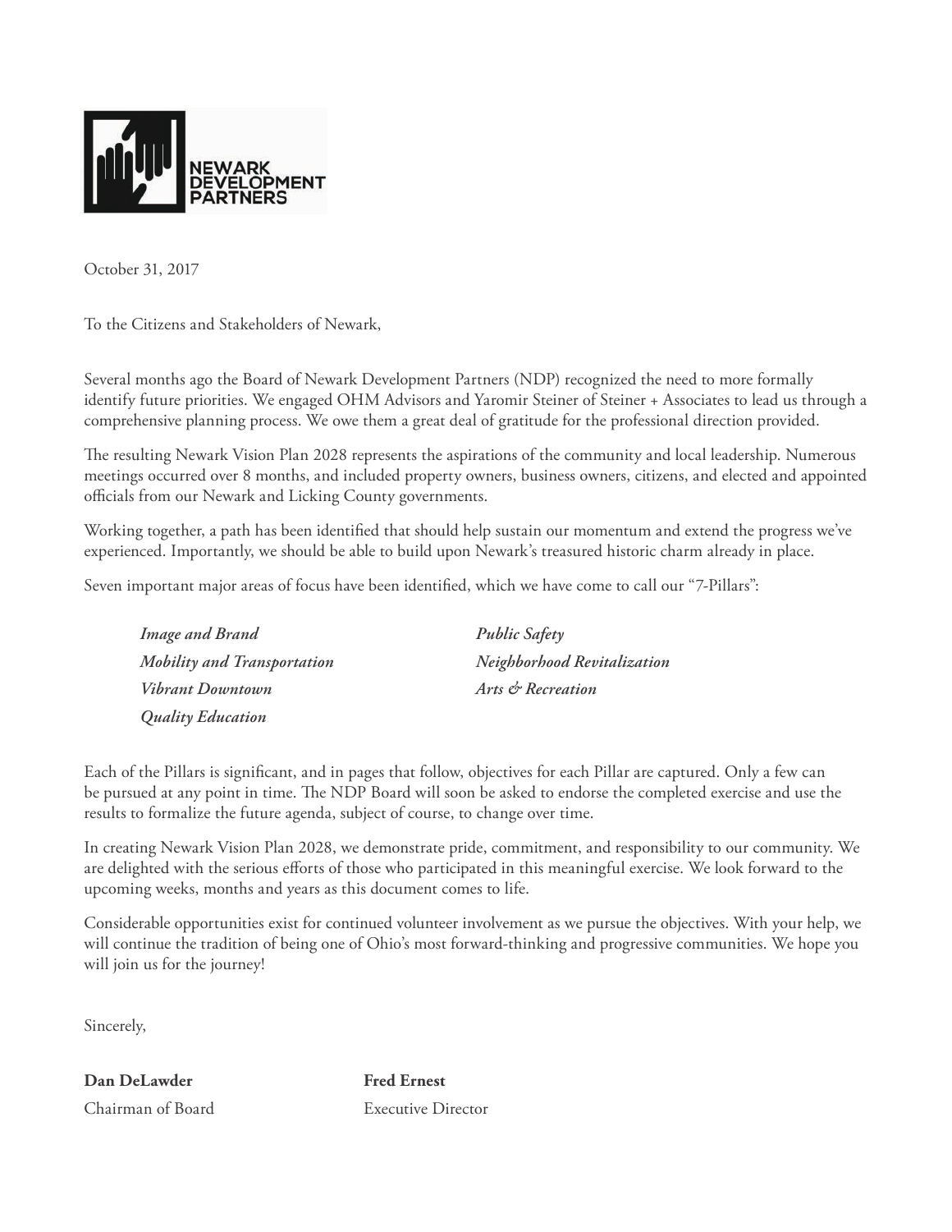NEWARK DEVELOPMENT PARTNERS

October 31, 2017

To the Citizens and Stakeholders of Newark,

Several months ago the Board of Newark Development Partners (NDP) recognized the need to more formally identify future priorities. We engaged OHM Advisors and Yaromir Steiner of Steiner + Associates to lead us through a comprehensive planning process. We owe them a great deal of gratitude for the professional direction provided.

The resulting Newark Vision Plan 2028 represents the aspirations of the community and local leadership. Numerous meetings occurred over 8 months, and included property owners, business owners, citizens, and elected and appointed officials from our Newark and Licking County governments.

Working together, a path has been identified that should help sustain our momentum and extend the progress we've experienced. Importantly, we should be able to build upon Newark's treasured historic charm already in place.

Seven important major areas of focus have been identified, which we have come to call our "7-Pillars":

- *Image and Brand*
- *Mobility and Transportation*
- *Vibrant Downtown*
- *Quality Education*
- *Public Safety*
- *Neighborhood Revitalization*
- *Arts & Recreation*

Each of the Pillars is significant, and in pages that follow, objectives for each Pillar are captured. Only a few can be pursued at any point in time. The NDP Board will soon be asked to endorse the completed exercise and use the results to formalize the future agenda, subject of course, to change over time.

In creating Newark Vision Plan 2028, we demonstrate pride, commitment, and responsibility to our community. We are delighted with the serious efforts of those who participated in this meaningful exercise. We look forward to the upcoming weeks, months and years as this document comes to life.

Considerable opportunities exist for continued volunteer involvement as we pursue the objectives. With your help, we will continue the tradition of being one of Ohio's most forward-thinking and progressive communities. We hope you will join us for the journey!

Sincerely,

**Dan DeLawder**
Chairman of Board

**Fred Ernest**
Executive Director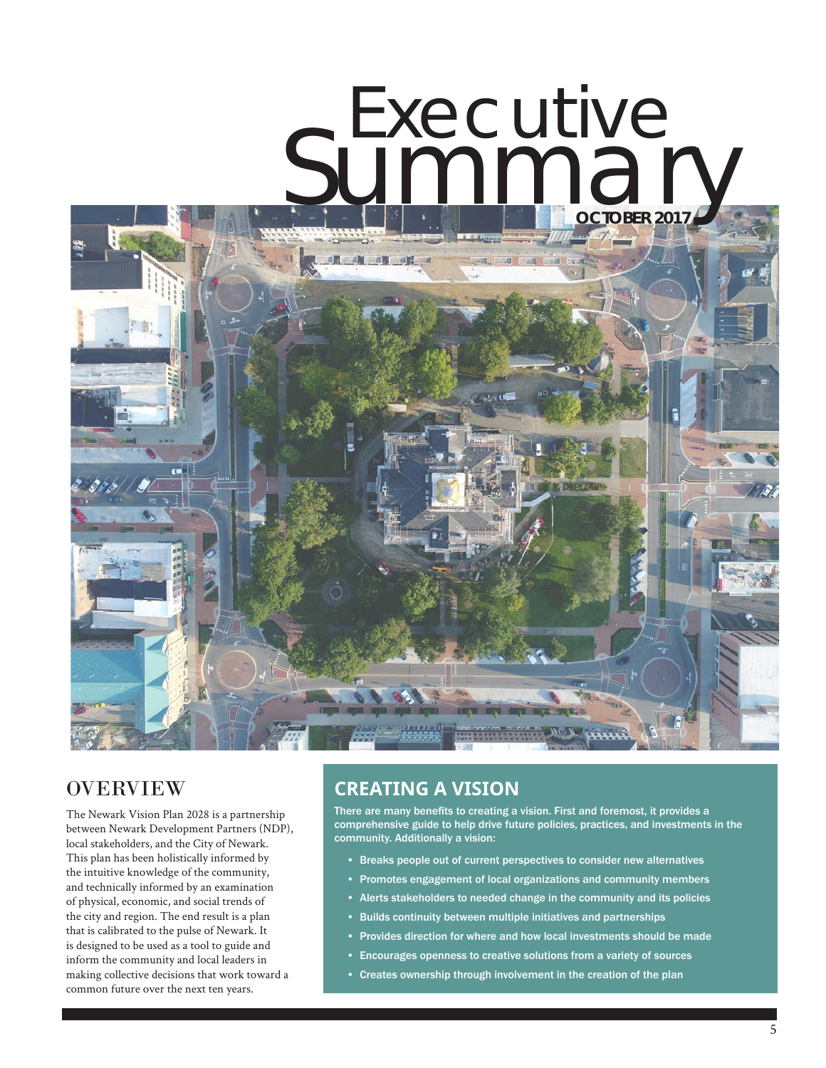# Executive Summary

OCTOBER 2017

## OVERVIEW

The Newark Vision Plan 2028 is a partnership between Newark Development Partners (NDP), local stakeholders, and the City of Newark. This plan has been holistically informed by the intuitive knowledge of the community, and technically informed by an examination of physical, economic, and social trends of the city and region. The end result is a plan that is calibrated to the pulse of Newark. It is designed to be used as a tool to guide and inform the community and local leaders in making collective decisions that work toward a common future over the next ten years.

## CREATING A VISION

**There are many benefits to creating a vision. First and foremost, it provides a comprehensive guide to help drive future policies, practices, and investments in the community. Additionally a vision:**

- **Breaks people out of current perspectives to consider new alternatives**
- **Promotes engagement of local organizations and community members**
- **Alerts stakeholders to needed change in the community and its policies**
- **Builds continuity between multiple initiatives and partnerships**
- **Provides direction for where and how local investments should be made**
- **Encourages openness to creative solutions from a variety of sources**
- **Creates ownership through involvement in the creation of the plan**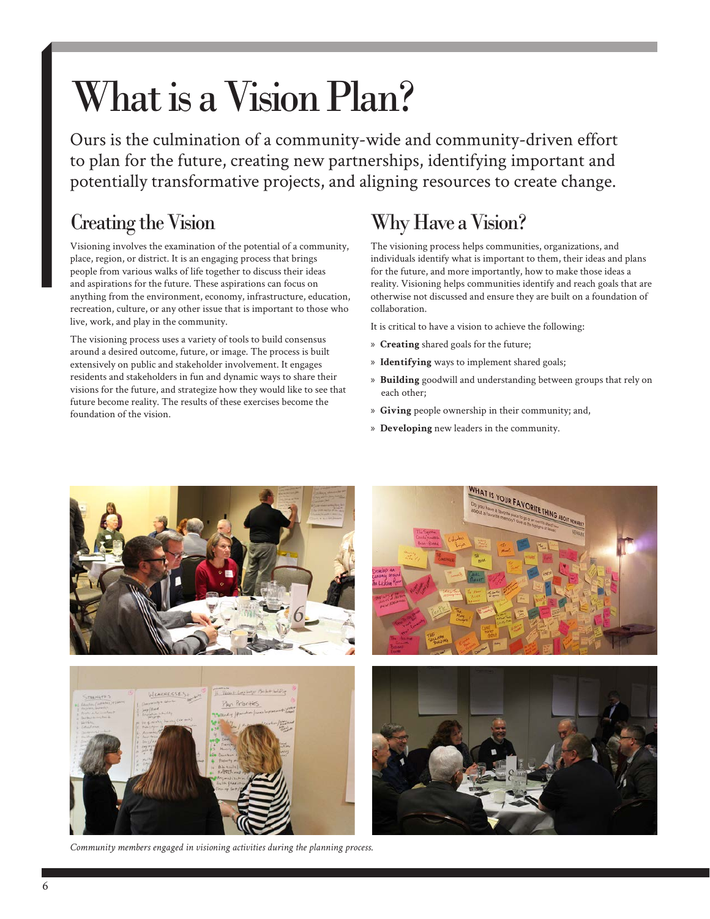# What is a Vision Plan?

Ours is the culmination of a community-wide and community-driven effort to plan for the future, creating new partnerships, identifying important and potentially transformative projects, and aligning resources to create change.

## Creating the Vision

Visioning involves the examination of the potential of a community, place, region, or district. It is an engaging process that brings people from various walks of life together to discuss their ideas and aspirations for the future. These aspirations can focus on anything from the environment, economy, infrastructure, education, recreation, culture, or any other issue that is important to those who live, work, and play in the community.

The visioning process uses a variety of tools to build consensus around a desired outcome, future, or image. The process is built extensively on public and stakeholder involvement. It engages residents and stakeholders in fun and dynamic ways to share their visions for the future, and strategize how they would like to see that future become reality. The results of these exercises become the foundation of the vision.

## Why Have a Vision?

The visioning process helps communities, organizations, and individuals identify what is important to them, their ideas and plans for the future, and more importantly, how to make those ideas a reality. Visioning helps communities identify and reach goals that are otherwise not discussed and ensure they are built on a foundation of collaboration.

It is critical to have a vision to achieve the following:

- **Creating** shared goals for the future;
- **Identifying** ways to implement shared goals;
- **Building** goodwill and understanding between groups that rely on each other;
- **Giving** people ownership in their community; and,
- **Developing** new leaders in the community.

*Community members engaged in visioning activities during the planning process.*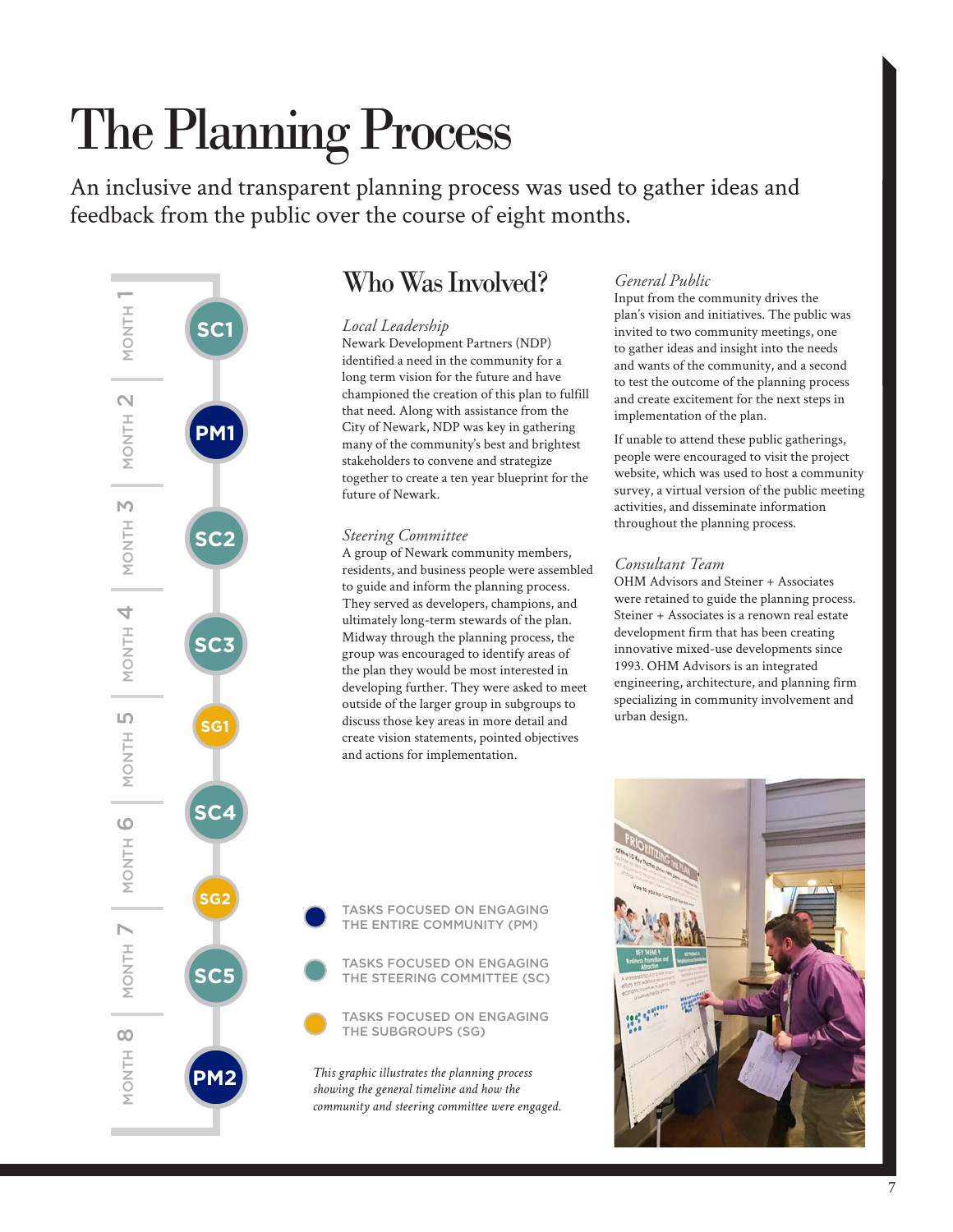# The Planning Process

An inclusive and transparent planning process was used to gather ideas and feedback from the public over the course of eight months.

| Month | Task |
|---|---|
| MONTH 1 | SC1 |
| MONTH 2 | PM1 |
| MONTH 3 | SC2 |
| MONTH 4 | SC3 |
| MONTH 5 | SG1 |
| MONTH 6 | SC4, SG2 |
| MONTH 7 | SC5 |
| MONTH 8 | PM2 |

- TASKS FOCUSED ON ENGAGING THE ENTIRE COMMUNITY (PM)
- TASKS FOCUSED ON ENGAGING THE STEERING COMMITTEE (SC)
- TASKS FOCUSED ON ENGAGING THE SUBGROUPS (SG)

*This graphic illustrates the planning process showing the general timeline and how the community and steering committee were engaged.*

## Who Was Involved?

*Local Leadership*

Newark Development Partners (NDP) identified a need in the community for a long term vision for the future and have championed the creation of this plan to fulfill that need. Along with assistance from the City of Newark, NDP was key in gathering many of the community's best and brightest stakeholders to convene and strategize together to create a ten year blueprint for the future of Newark.

*Steering Committee*

A group of Newark community members, residents, and business people were assembled to guide and inform the planning process. They served as developers, champions, and ultimately long-term stewards of the plan. Midway through the planning process, the group was encouraged to identify areas of the plan they would be most interested in developing further. They were asked to meet outside of the larger group in subgroups to discuss those key areas in more detail and create vision statements, pointed objectives and actions for implementation.

*General Public*

Input from the community drives the plan's vision and initiatives. The public was invited to two community meetings, one to gather ideas and insight into the needs and wants of the community, and a second to test the outcome of the planning process and create excitement for the next steps in implementation of the plan.

If unable to attend these public gatherings, people were encouraged to visit the project website, which was used to host a community survey, a virtual version of the public meeting activities, and disseminate information throughout the planning process.

*Consultant Team*

OHM Advisors and Steiner + Associates were retained to guide the planning process. Steiner + Associates is a renown real estate development firm that has been creating innovative mixed-use developments since 1993. OHM Advisors is an integrated engineering, architecture, and planning firm specializing in community involvement and urban design.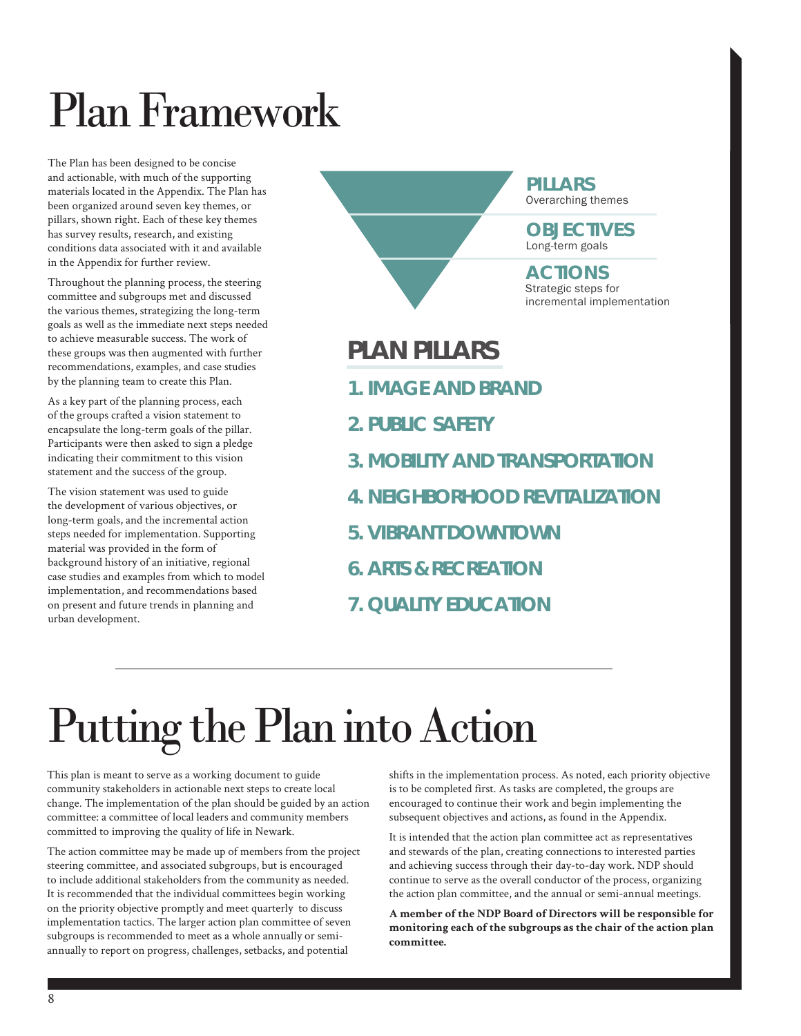# Plan Framework

The Plan has been designed to be concise and actionable, with much of the supporting materials located in the Appendix. The Plan has been organized around seven key themes, or pillars, shown right. Each of these key themes has survey results, research, and existing conditions data associated with it and available in the Appendix for further review.

Throughout the planning process, the steering committee and subgroups met and discussed the various themes, strategizing the long-term goals as well as the immediate next steps needed to achieve measurable success. The work of these groups was then augmented with further recommendations, examples, and case studies by the planning team to create this Plan.

As a key part of the planning process, each of the groups crafted a vision statement to encapsulate the long-term goals of the pillar. Participants were then asked to sign a pledge indicating their commitment to this vision statement and the success of the group.

The vision statement was used to guide the development of various objectives, or long-term goals, and the incremental action steps needed for implementation. Supporting material was provided in the form of background history of an initiative, regional case studies and examples from which to model implementation, and recommendations based on present and future trends in planning and urban development.

**PILLARS**
Overarching themes

**OBJECTIVES**
Long-term goals

**ACTIONS**
Strategic steps for incremental implementation

## PLAN PILLARS

1. IMAGE AND BRAND
2. PUBLIC SAFETY
3. MOBILITY AND TRANSPORTATION
4. NEIGHBORHOOD REVITALIZATION
5. VIBRANT DOWNTOWN
6. ARTS & RECREATION
7. QUALITY EDUCATION

---

# Putting the Plan into Action

This plan is meant to serve as a working document to guide community stakeholders in actionable next steps to create local change. The implementation of the plan should be guided by an action committee: a committee of local leaders and community members committed to improving the quality of life in Newark.

The action committee may be made up of members from the project steering committee, and associated subgroups, but is encouraged to include additional stakeholders from the community as needed. It is recommended that the individual committees begin working on the priority objective promptly and meet quarterly to discuss implementation tactics. The larger action plan committee of seven subgroups is recommended to meet as a whole annually or semi-annually to report on progress, challenges, setbacks, and potential shifts in the implementation process. As noted, each priority objective is to be completed first. As tasks are completed, the groups are encouraged to continue their work and begin implementing the subsequent objectives and actions, as found in the Appendix.

It is intended that the action plan committee act as representatives and stewards of the plan, creating connections to interested parties and achieving success through their day-to-day work. NDP should continue to serve as the overall conductor of the process, organizing the action plan committee, and the annual or semi-annual meetings.

**A member of the NDP Board of Directors will be responsible for monitoring each of the subgroups as the chair of the action plan committee.**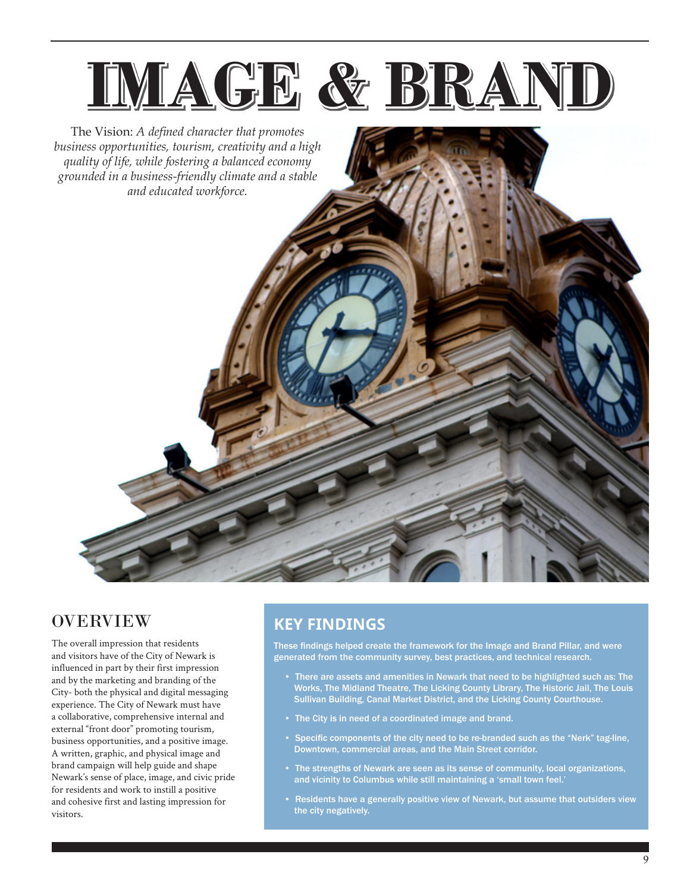# IMAGE & BRAND

The Vision: *A defined character that promotes business opportunities, tourism, creativity and a high quality of life, while fostering a balanced economy grounded in a business-friendly climate and a stable and educated workforce.*

## OVERVIEW

The overall impression that residents and visitors have of the City of Newark is influenced in part by their first impression and by the marketing and branding of the City- both the physical and digital messaging experience. The City of Newark must have a collaborative, comprehensive internal and external "front door" promoting tourism, business opportunities, and a positive image. A written, graphic, and physical image and brand campaign will help guide and shape Newark's sense of place, image, and civic pride for residents and work to instill a positive and cohesive first and lasting impression for visitors.

## KEY FINDINGS

These findings helped create the framework for the Image and Brand Pillar, and were generated from the community survey, best practices, and technical research.

- There are assets and amenities in Newark that need to be highlighted such as: The Works, The Midland Theatre, The Licking County Library, The Historic Jail, The Louis Sullivan Building, Canal Market District, and the Licking County Courthouse.
- The City is in need of a coordinated image and brand.
- Specific components of the city need to be re-branded such as the "Nerk" tag-line, Downtown, commercial areas, and the Main Street corridor.
- The strengths of Newark are seen as its sense of community, local organizations, and vicinity to Columbus while still maintaining a 'small town feel.'
- Residents have a generally positive view of Newark, but assume that outsiders view the city negatively.